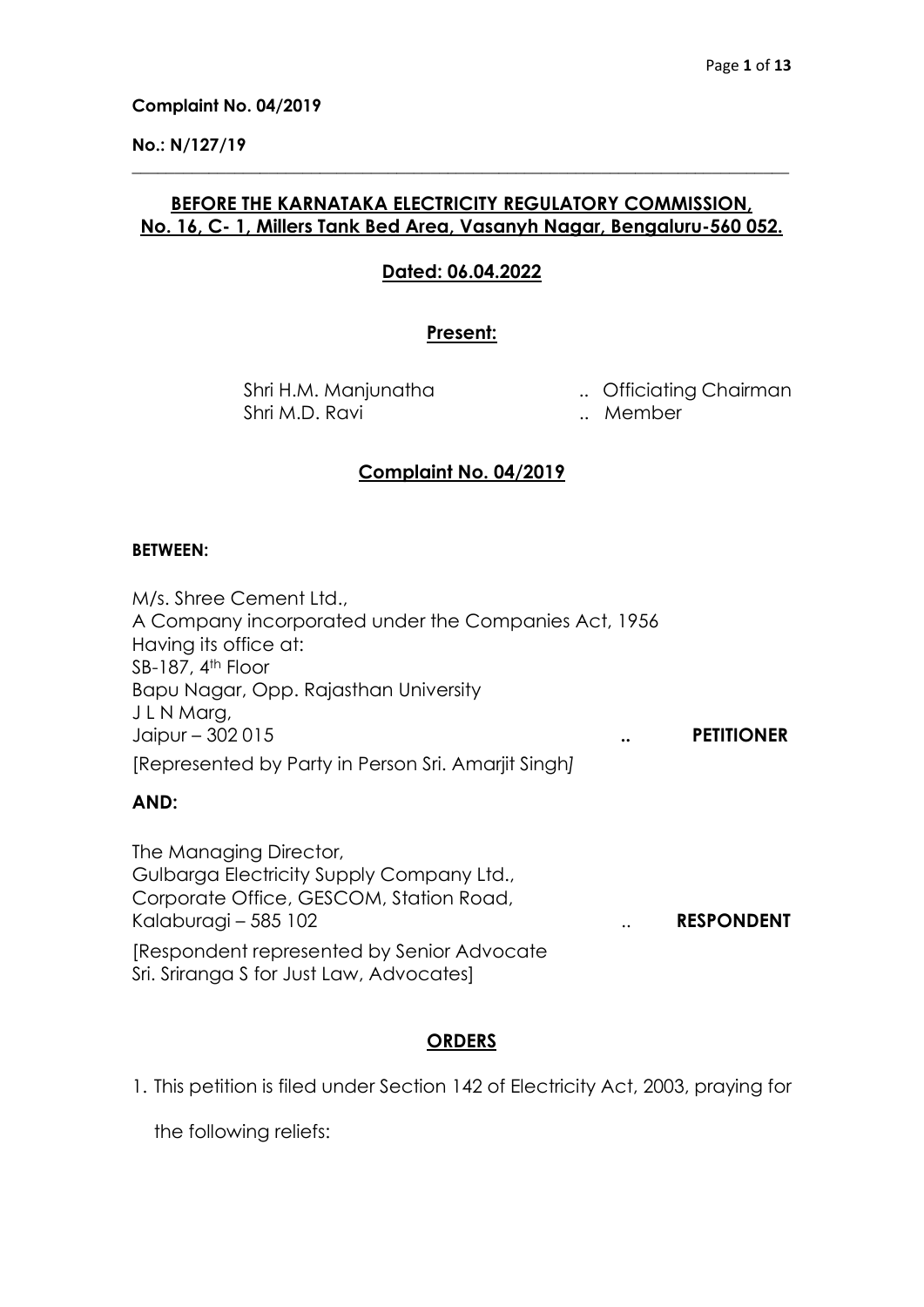**Complaint No. 04/2019**

**No.: N/127/19**

---

**BEFORE THE KARNATAKA ELECTRICITY REGULATORY COMMISSION, No. 16, C- 1, Millers Tank Bed Area, Vasanyh Nagar, Bengaluru-560 052.**

**Dated: 06.04.2022**

**Present:**

Shri H.M. Manjunatha .. Officiating Chairman
Shri M.D. Ravi .. Member

**Complaint No. 04/2019**

**BETWEEN:**

M/s. Shree Cement Ltd.,
A Company incorporated under the Companies Act, 1956
Having its office at:
SB-187, 4th Floor
Bapu Nagar, Opp. Rajasthan University
J L N Marg,
Jaipur – 302 015 .. **PETITIONER**

[Represented by Party in Person Sri. Amarjit Singh]

**AND:**

The Managing Director,
Gulbarga Electricity Supply Company Ltd.,
Corporate Office, GESCOM, Station Road,
Kalaburagi – 585 102 .. **RESPONDENT**

[Respondent represented by Senior Advocate
Sri. Sriranga S for Just Law, Advocates]

**ORDERS**

1. This petition is filed under Section 142 of Electricity Act, 2003, praying for the following reliefs: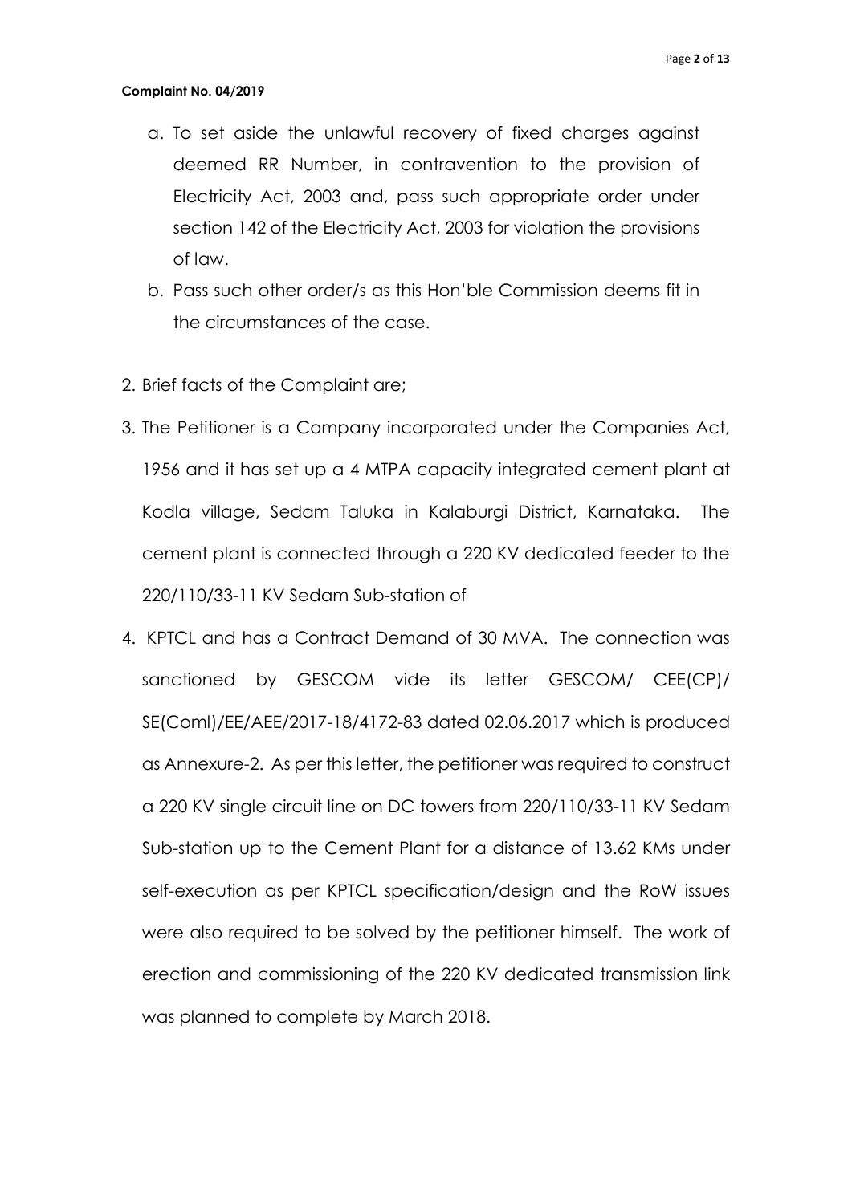**Complaint No. 04/2019**

a. To set aside the unlawful recovery of fixed charges against deemed RR Number, in contravention to the provision of Electricity Act, 2003 and, pass such appropriate order under section 142 of the Electricity Act, 2003 for violation the provisions of law.

b. Pass such other order/s as this Hon'ble Commission deems fit in the circumstances of the case.

2. Brief facts of the Complaint are;

3. The Petitioner is a Company incorporated under the Companies Act, 1956 and it has set up a 4 MTPA capacity integrated cement plant at Kodla village, Sedam Taluka in Kalaburgi District, Karnataka. The cement plant is connected through a 220 KV dedicated feeder to the 220/110/33-11 KV Sedam Sub-station of

4. KPTCL and has a Contract Demand of 30 MVA. The connection was sanctioned by GESCOM vide its letter GESCOM/ CEE(CP)/ SE(Coml)/EE/AEE/2017-18/4172-83 dated 02.06.2017 which is produced as Annexure-2. As per this letter, the petitioner was required to construct a 220 KV single circuit line on DC towers from 220/110/33-11 KV Sedam Sub-station up to the Cement Plant for a distance of 13.62 KMs under self-execution as per KPTCL specification/design and the RoW issues were also required to be solved by the petitioner himself. The work of erection and commissioning of the 220 KV dedicated transmission link was planned to complete by March 2018.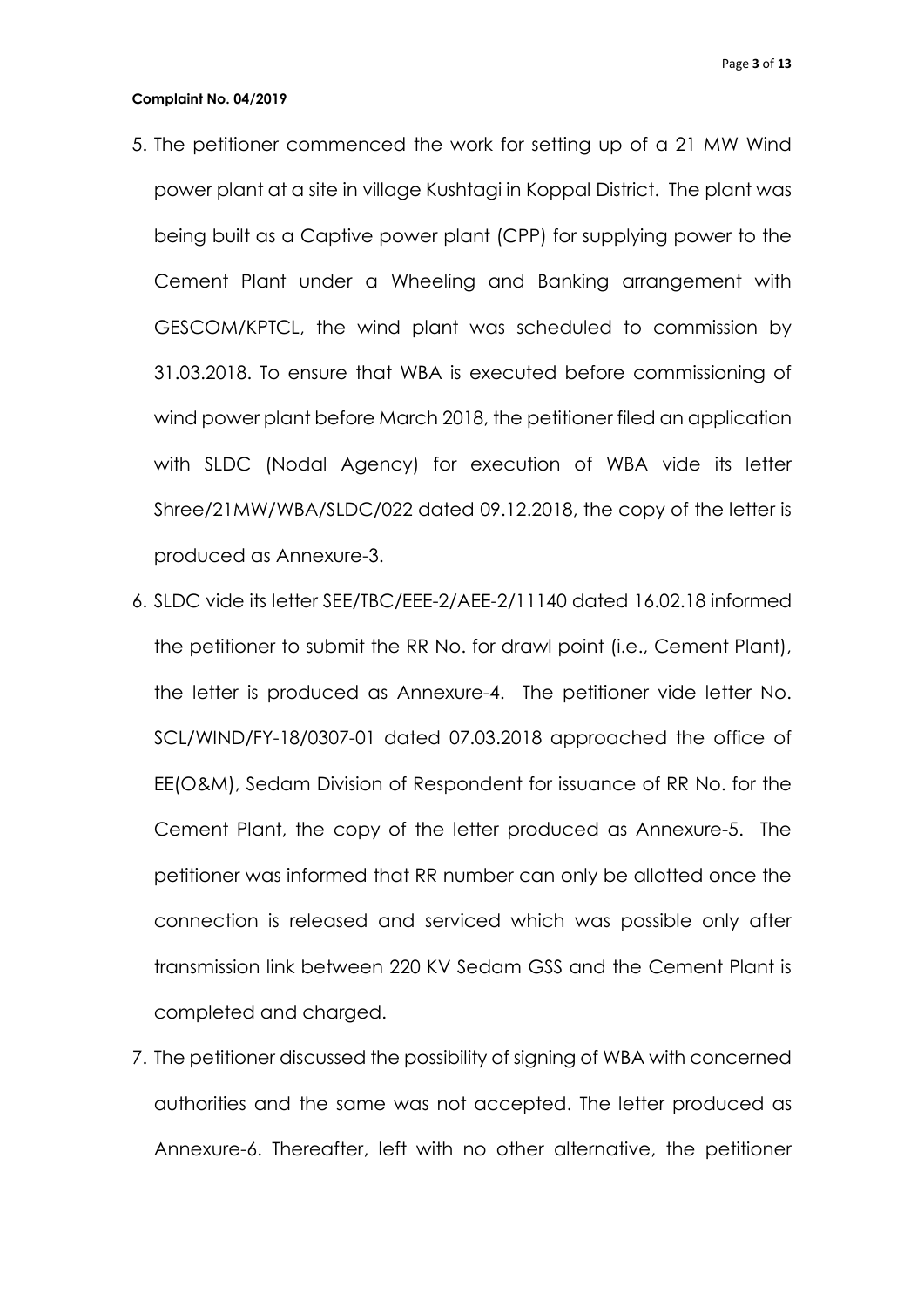**Complaint No. 04/2019**

5. The petitioner commenced the work for setting up of a 21 MW Wind power plant at a site in village Kushtagi in Koppal District. The plant was being built as a Captive power plant (CPP) for supplying power to the Cement Plant under a Wheeling and Banking arrangement with GESCOM/KPTCL, the wind plant was scheduled to commission by 31.03.2018. To ensure that WBA is executed before commissioning of wind power plant before March 2018, the petitioner filed an application with SLDC (Nodal Agency) for execution of WBA vide its letter Shree/21MW/WBA/SLDC/022 dated 09.12.2018, the copy of the letter is produced as Annexure-3.

6. SLDC vide its letter SEE/TBC/EEE-2/AEE-2/11140 dated 16.02.18 informed the petitioner to submit the RR No. for drawl point (i.e., Cement Plant), the letter is produced as Annexure-4. The petitioner vide letter No. SCL/WIND/FY-18/0307-01 dated 07.03.2018 approached the office of EE(O&M), Sedam Division of Respondent for issuance of RR No. for the Cement Plant, the copy of the letter produced as Annexure-5. The petitioner was informed that RR number can only be allotted once the connection is released and serviced which was possible only after transmission link between 220 KV Sedam GSS and the Cement Plant is completed and charged.

7. The petitioner discussed the possibility of signing of WBA with concerned authorities and the same was not accepted. The letter produced as Annexure-6. Thereafter, left with no other alternative, the petitioner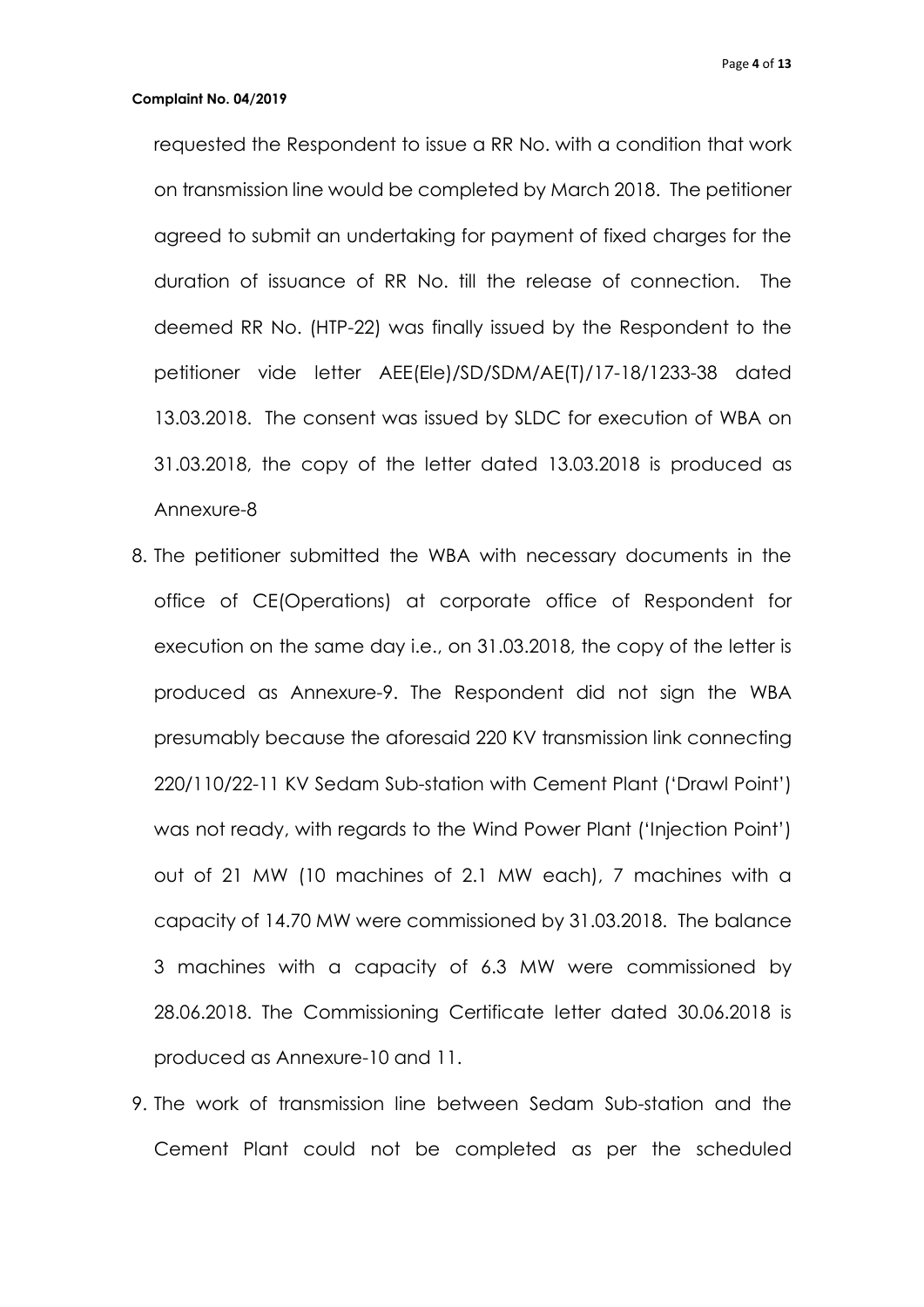requested the Respondent to issue a RR No. with a condition that work on transmission line would be completed by March 2018. The petitioner agreed to submit an undertaking for payment of fixed charges for the duration of issuance of RR No. till the release of connection. The deemed RR No. (HTP-22) was finally issued by the Respondent to the petitioner vide letter AEE(Ele)/SD/SDM/AE(T)/17-18/1233-38 dated 13.03.2018. The consent was issued by SLDC for execution of WBA on 31.03.2018, the copy of the letter dated 13.03.2018 is produced as Annexure-8

8. The petitioner submitted the WBA with necessary documents in the office of CE(Operations) at corporate office of Respondent for execution on the same day i.e., on 31.03.2018, the copy of the letter is produced as Annexure-9. The Respondent did not sign the WBA presumably because the aforesaid 220 KV transmission link connecting 220/110/22-11 KV Sedam Sub-station with Cement Plant ('Drawl Point') was not ready, with regards to the Wind Power Plant ('Injection Point') out of 21 MW (10 machines of 2.1 MW each), 7 machines with a capacity of 14.70 MW were commissioned by 31.03.2018. The balance 3 machines with a capacity of 6.3 MW were commissioned by 28.06.2018. The Commissioning Certificate letter dated 30.06.2018 is produced as Annexure-10 and 11.

9. The work of transmission line between Sedam Sub-station and the Cement Plant could not be completed as per the scheduled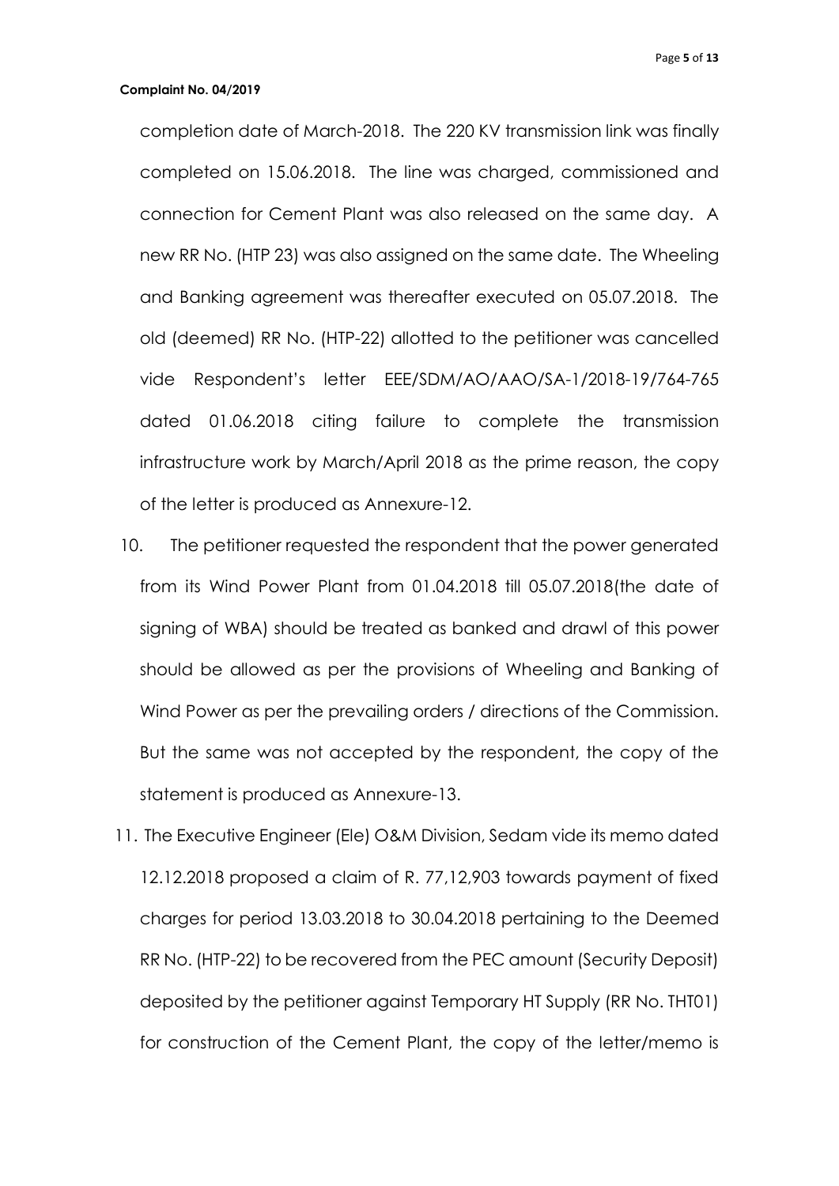completion date of March-2018. The 220 KV transmission link was finally completed on 15.06.2018. The line was charged, commissioned and connection for Cement Plant was also released on the same day. A new RR No. (HTP 23) was also assigned on the same date. The Wheeling and Banking agreement was thereafter executed on 05.07.2018. The old (deemed) RR No. (HTP-22) allotted to the petitioner was cancelled vide Respondent's letter EEE/SDM/AO/AAO/SA-1/2018-19/764-765 dated 01.06.2018 citing failure to complete the transmission infrastructure work by March/April 2018 as the prime reason, the copy of the letter is produced as Annexure-12.

10. The petitioner requested the respondent that the power generated from its Wind Power Plant from 01.04.2018 till 05.07.2018(the date of signing of WBA) should be treated as banked and drawl of this power should be allowed as per the provisions of Wheeling and Banking of Wind Power as per the prevailing orders / directions of the Commission. But the same was not accepted by the respondent, the copy of the statement is produced as Annexure-13.

11. The Executive Engineer (Ele) O&M Division, Sedam vide its memo dated 12.12.2018 proposed a claim of R. 77,12,903 towards payment of fixed charges for period 13.03.2018 to 30.04.2018 pertaining to the Deemed RR No. (HTP-22) to be recovered from the PEC amount (Security Deposit) deposited by the petitioner against Temporary HT Supply (RR No. THT01) for construction of the Cement Plant, the copy of the letter/memo is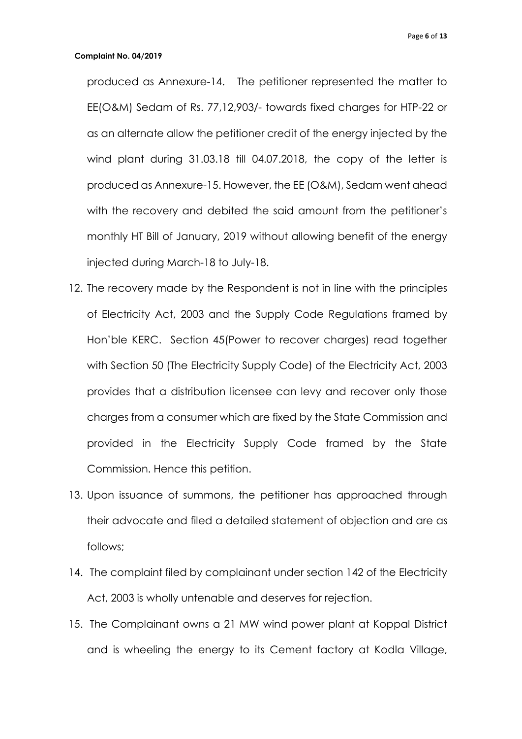produced as Annexure-14. The petitioner represented the matter to EE(O&M) Sedam of Rs. 77,12,903/- towards fixed charges for HTP-22 or as an alternate allow the petitioner credit of the energy injected by the wind plant during 31.03.18 till 04.07.2018, the copy of the letter is produced as Annexure-15. However, the EE (O&M), Sedam went ahead with the recovery and debited the said amount from the petitioner's monthly HT Bill of January, 2019 without allowing benefit of the energy injected during March-18 to July-18.

12. The recovery made by the Respondent is not in line with the principles of Electricity Act, 2003 and the Supply Code Regulations framed by Hon'ble KERC. Section 45(Power to recover charges) read together with Section 50 (The Electricity Supply Code) of the Electricity Act, 2003 provides that a distribution licensee can levy and recover only those charges from a consumer which are fixed by the State Commission and provided in the Electricity Supply Code framed by the State Commission. Hence this petition.
13. Upon issuance of summons, the petitioner has approached through their advocate and filed a detailed statement of objection and are as follows;
14. The complaint filed by complainant under section 142 of the Electricity Act, 2003 is wholly untenable and deserves for rejection.
15. The Complainant owns a 21 MW wind power plant at Koppal District and is wheeling the energy to its Cement factory at Kodla Village,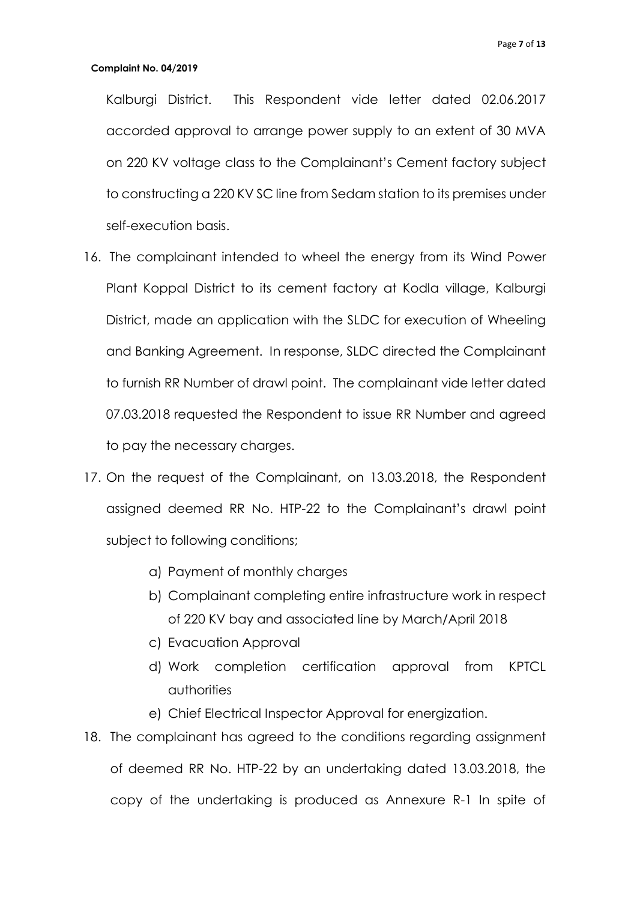Kalburgi District. This Respondent vide letter dated 02.06.2017 accorded approval to arrange power supply to an extent of 30 MVA on 220 KV voltage class to the Complainant's Cement factory subject to constructing a 220 KV SC line from Sedam station to its premises under self-execution basis.

16. The complainant intended to wheel the energy from its Wind Power Plant Koppal District to its cement factory at Kodla village, Kalburgi District, made an application with the SLDC for execution of Wheeling and Banking Agreement. In response, SLDC directed the Complainant to furnish RR Number of drawl point. The complainant vide letter dated 07.03.2018 requested the Respondent to issue RR Number and agreed to pay the necessary charges.

17. On the request of the Complainant, on 13.03.2018, the Respondent assigned deemed RR No. HTP-22 to the Complainant's drawl point subject to following conditions;

    a) Payment of monthly charges
    b) Complainant completing entire infrastructure work in respect of 220 KV bay and associated line by March/April 2018
    c) Evacuation Approval
    d) Work completion certification approval from KPTCL authorities
    e) Chief Electrical Inspector Approval for energization.

18. The complainant has agreed to the conditions regarding assignment of deemed RR No. HTP-22 by an undertaking dated 13.03.2018, the copy of the undertaking is produced as Annexure R-1 In spite of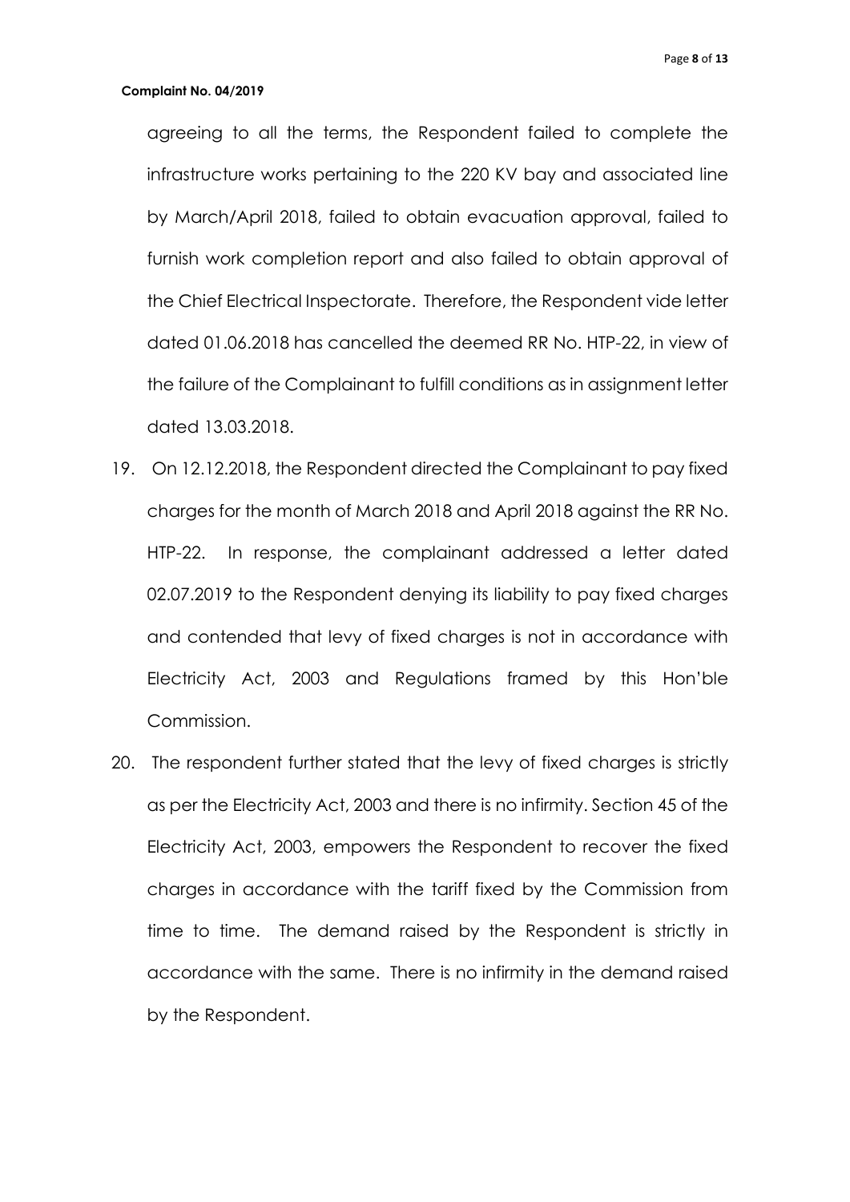agreeing to all the terms, the Respondent failed to complete the infrastructure works pertaining to the 220 KV bay and associated line by March/April 2018, failed to obtain evacuation approval, failed to furnish work completion report and also failed to obtain approval of the Chief Electrical Inspectorate. Therefore, the Respondent vide letter dated 01.06.2018 has cancelled the deemed RR No. HTP-22, in view of the failure of the Complainant to fulfill conditions as in assignment letter dated 13.03.2018.

19. On 12.12.2018, the Respondent directed the Complainant to pay fixed charges for the month of March 2018 and April 2018 against the RR No. HTP-22. In response, the complainant addressed a letter dated 02.07.2019 to the Respondent denying its liability to pay fixed charges and contended that levy of fixed charges is not in accordance with Electricity Act, 2003 and Regulations framed by this Hon'ble Commission.

20. The respondent further stated that the levy of fixed charges is strictly as per the Electricity Act, 2003 and there is no infirmity. Section 45 of the Electricity Act, 2003, empowers the Respondent to recover the fixed charges in accordance with the tariff fixed by the Commission from time to time. The demand raised by the Respondent is strictly in accordance with the same. There is no infirmity in the demand raised by the Respondent.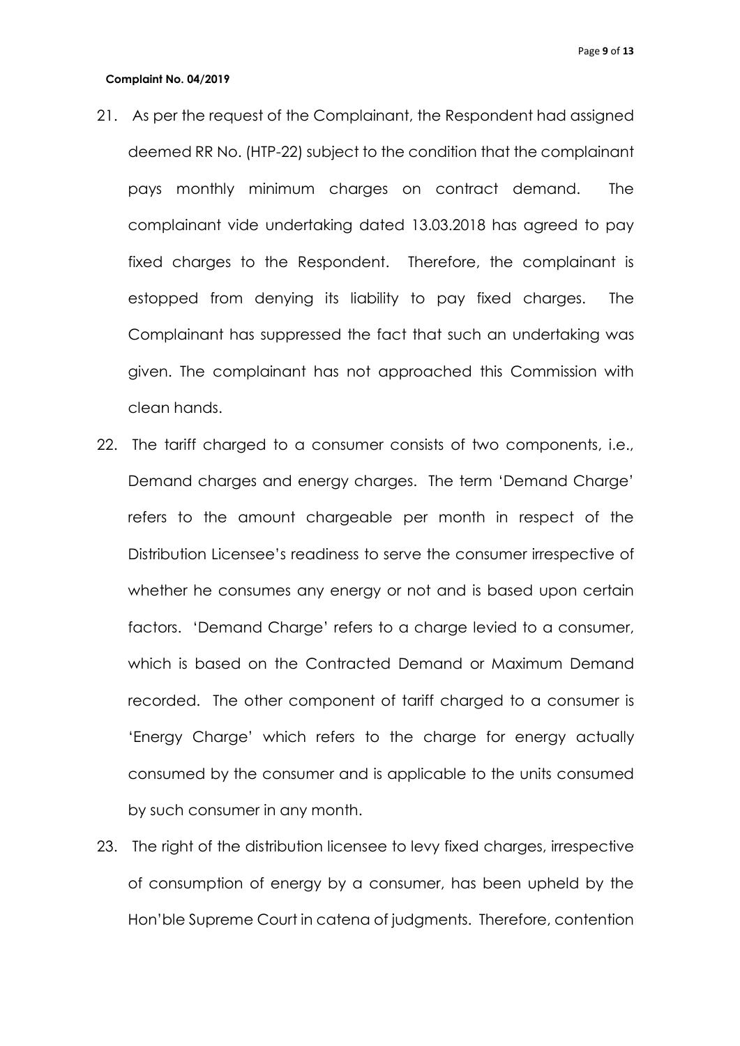**Complaint No. 04/2019**

21. As per the request of the Complainant, the Respondent had assigned deemed RR No. (HTP-22) subject to the condition that the complainant pays monthly minimum charges on contract demand. The complainant vide undertaking dated 13.03.2018 has agreed to pay fixed charges to the Respondent. Therefore, the complainant is estopped from denying its liability to pay fixed charges. The Complainant has suppressed the fact that such an undertaking was given. The complainant has not approached this Commission with clean hands.

22. The tariff charged to a consumer consists of two components, i.e., Demand charges and energy charges. The term 'Demand Charge' refers to the amount chargeable per month in respect of the Distribution Licensee's readiness to serve the consumer irrespective of whether he consumes any energy or not and is based upon certain factors. 'Demand Charge' refers to a charge levied to a consumer, which is based on the Contracted Demand or Maximum Demand recorded. The other component of tariff charged to a consumer is 'Energy Charge' which refers to the charge for energy actually consumed by the consumer and is applicable to the units consumed by such consumer in any month.

23. The right of the distribution licensee to levy fixed charges, irrespective of consumption of energy by a consumer, has been upheld by the Hon'ble Supreme Court in catena of judgments. Therefore, contention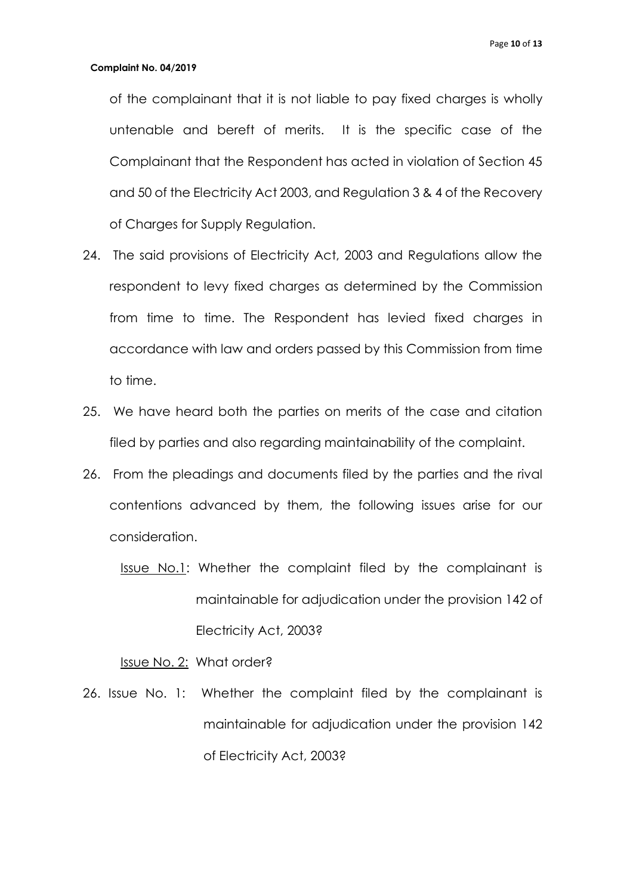of the complainant that it is not liable to pay fixed charges is wholly untenable and bereft of merits. It is the specific case of the Complainant that the Respondent has acted in violation of Section 45 and 50 of the Electricity Act 2003, and Regulation 3 & 4 of the Recovery of Charges for Supply Regulation.

24. The said provisions of Electricity Act, 2003 and Regulations allow the respondent to levy fixed charges as determined by the Commission from time to time. The Respondent has levied fixed charges in accordance with law and orders passed by this Commission from time to time.

25. We have heard both the parties on merits of the case and citation filed by parties and also regarding maintainability of the complaint.

26. From the pleadings and documents filed by the parties and the rival contentions advanced by them, the following issues arise for our consideration.

    <u>Issue No.1</u>: Whether the complaint filed by the complainant is maintainable for adjudication under the provision 142 of Electricity Act, 2003?

    <u>Issue No. 2:</u> What order?

26. Issue No. 1: Whether the complaint filed by the complainant is maintainable for adjudication under the provision 142 of Electricity Act, 2003?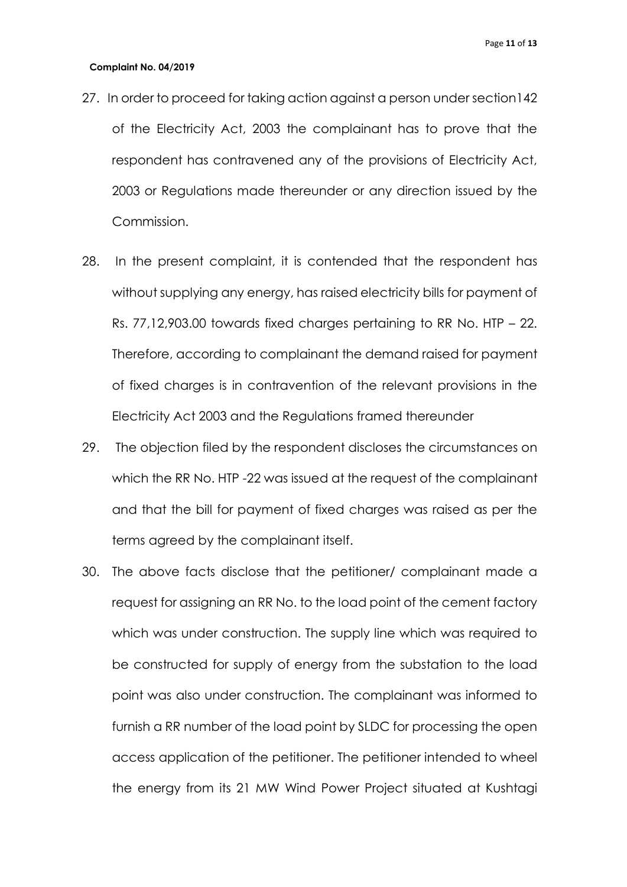**Complaint No. 04/2019**

27. In order to proceed for taking action against a person under section142 of the Electricity Act, 2003 the complainant has to prove that the respondent has contravened any of the provisions of Electricity Act, 2003 or Regulations made thereunder or any direction issued by the Commission.

28. In the present complaint, it is contended that the respondent has without supplying any energy, has raised electricity bills for payment of Rs. 77,12,903.00 towards fixed charges pertaining to RR No. HTP – 22. Therefore, according to complainant the demand raised for payment of fixed charges is in contravention of the relevant provisions in the Electricity Act 2003 and the Regulations framed thereunder

29. The objection filed by the respondent discloses the circumstances on which the RR No. HTP -22 was issued at the request of the complainant and that the bill for payment of fixed charges was raised as per the terms agreed by the complainant itself.

30. The above facts disclose that the petitioner/ complainant made a request for assigning an RR No. to the load point of the cement factory which was under construction. The supply line which was required to be constructed for supply of energy from the substation to the load point was also under construction. The complainant was informed to furnish a RR number of the load point by SLDC for processing the open access application of the petitioner. The petitioner intended to wheel the energy from its 21 MW Wind Power Project situated at Kushtagi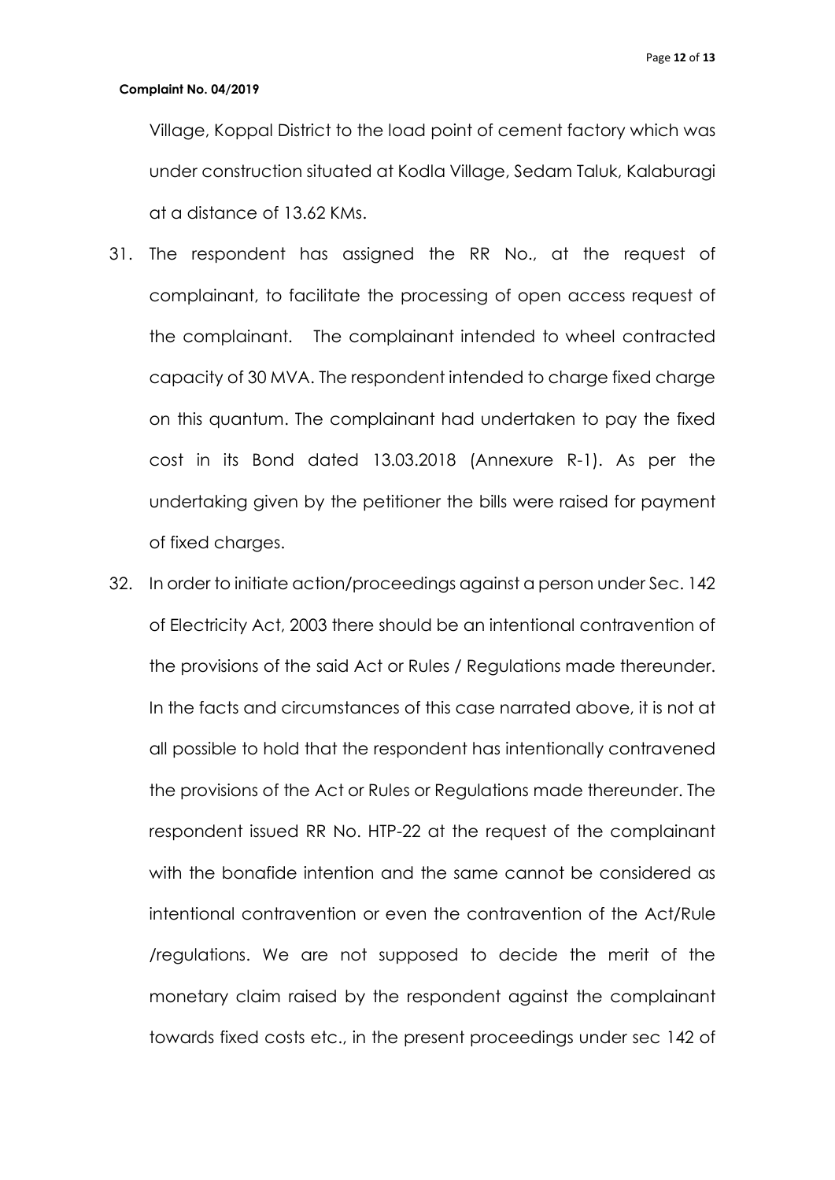Village, Koppal District to the load point of cement factory which was under construction situated at Kodla Village, Sedam Taluk, Kalaburagi at a distance of 13.62 KMs.

31. The respondent has assigned the RR No., at the request of complainant, to facilitate the processing of open access request of the complainant. The complainant intended to wheel contracted capacity of 30 MVA. The respondent intended to charge fixed charge on this quantum. The complainant had undertaken to pay the fixed cost in its Bond dated 13.03.2018 (Annexure R-1). As per the undertaking given by the petitioner the bills were raised for payment of fixed charges.

32. In order to initiate action/proceedings against a person under Sec. 142 of Electricity Act, 2003 there should be an intentional contravention of the provisions of the said Act or Rules / Regulations made thereunder. In the facts and circumstances of this case narrated above, it is not at all possible to hold that the respondent has intentionally contravened the provisions of the Act or Rules or Regulations made thereunder. The respondent issued RR No. HTP-22 at the request of the complainant with the bonafide intention and the same cannot be considered as intentional contravention or even the contravention of the Act/Rule /regulations. We are not supposed to decide the merit of the monetary claim raised by the respondent against the complainant towards fixed costs etc., in the present proceedings under sec 142 of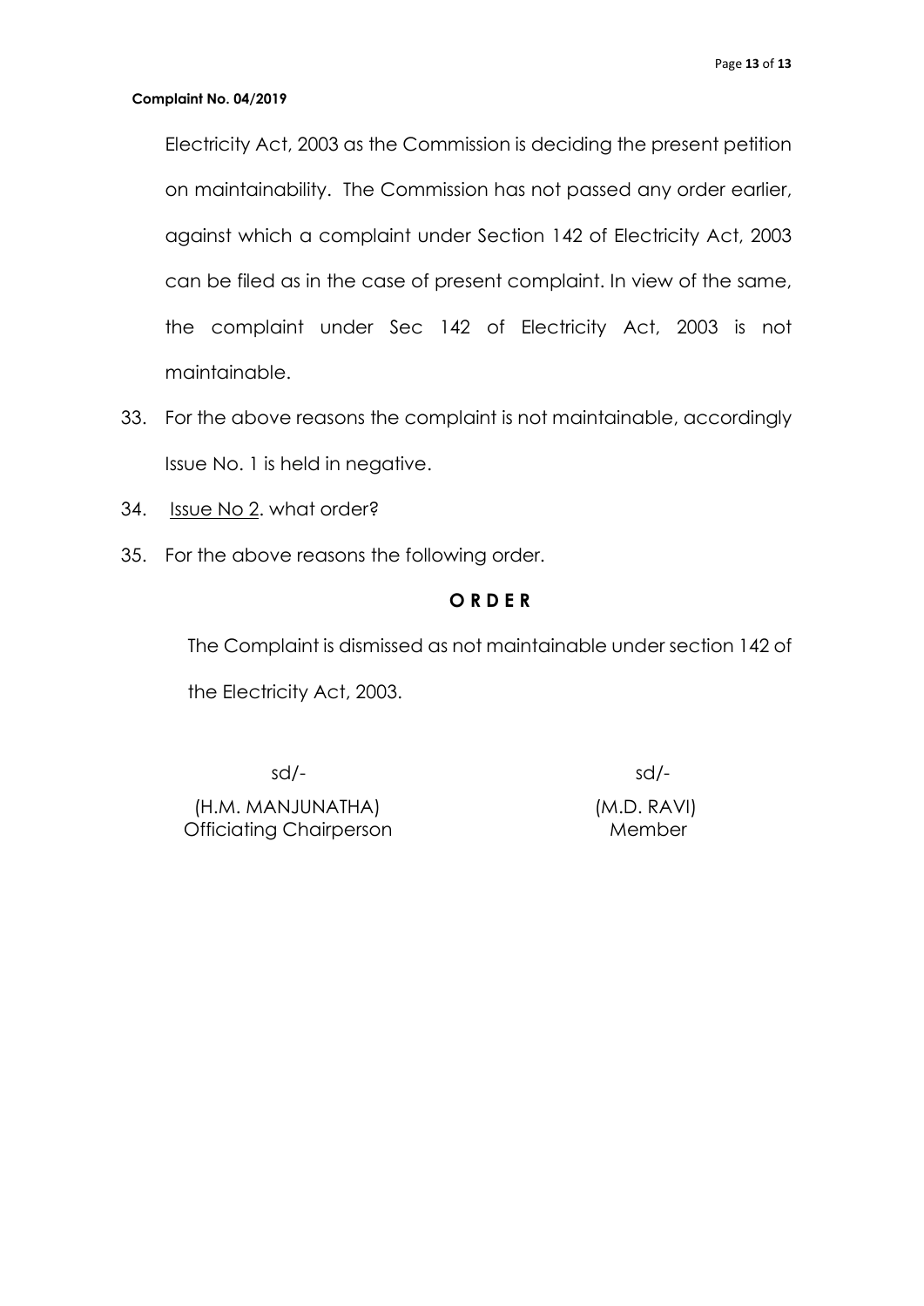Electricity Act, 2003 as the Commission is deciding the present petition on maintainability. The Commission has not passed any order earlier, against which a complaint under Section 142 of Electricity Act, 2003 can be filed as in the case of present complaint. In view of the same, the complaint under Sec 142 of Electricity Act, 2003 is not maintainable.

33. For the above reasons the complaint is not maintainable, accordingly Issue No. 1 is held in negative.

34. Issue No 2. what order?

35. For the above reasons the following order.

**O R D E R**

The Complaint is dismissed as not maintainable under section 142 of the Electricity Act, 2003.

| | |
|---|---|
| sd/- | sd/- |
| (H.M. MANJUNATHA) | (M.D. RAVI) |
| Officiating Chairperson | Member |